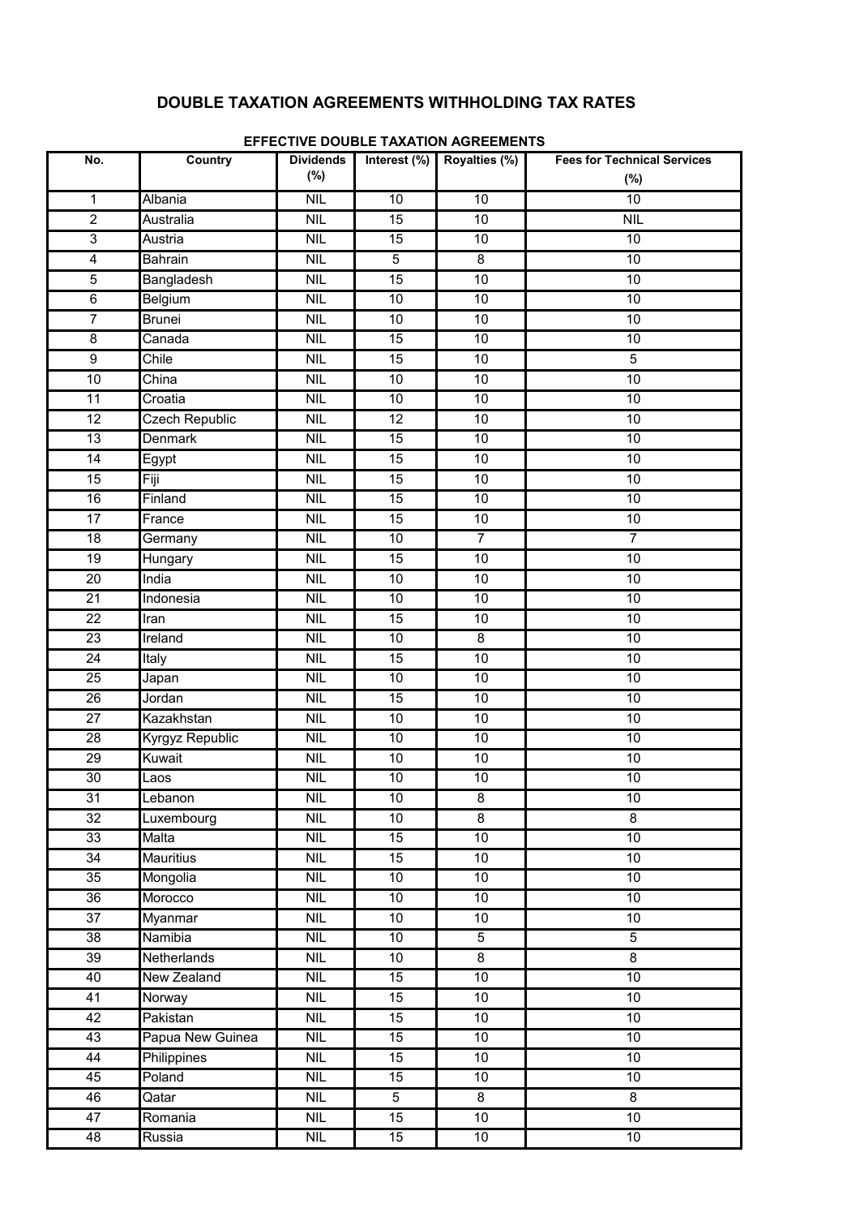# DOUBLE TAXATION AGREEMENTS WITHHOLDING TAX RATES

## EFFECTIVE DOUBLE TAXATION AGREEMENTS

| No. | Country | Dividends (%) | Interest (%) | Royalties (%) | Fees for Technical Services (%) |
|---|---|---|---|---|---|
| 1 | Albania | NIL | 10 | 10 | 10 |
| 2 | Australia | NIL | 15 | 10 | NIL |
| 3 | Austria | NIL | 15 | 10 | 10 |
| 4 | Bahrain | NIL | 5 | 8 | 10 |
| 5 | Bangladesh | NIL | 15 | 10 | 10 |
| 6 | Belgium | NIL | 10 | 10 | 10 |
| 7 | Brunei | NIL | 10 | 10 | 10 |
| 8 | Canada | NIL | 15 | 10 | 10 |
| 9 | Chile | NIL | 15 | 10 | 5 |
| 10 | China | NIL | 10 | 10 | 10 |
| 11 | Croatia | NIL | 10 | 10 | 10 |
| 12 | Czech Republic | NIL | 12 | 10 | 10 |
| 13 | Denmark | NIL | 15 | 10 | 10 |
| 14 | Egypt | NIL | 15 | 10 | 10 |
| 15 | Fiji | NIL | 15 | 10 | 10 |
| 16 | Finland | NIL | 15 | 10 | 10 |
| 17 | France | NIL | 15 | 10 | 10 |
| 18 | Germany | NIL | 10 | 7 | 7 |
| 19 | Hungary | NIL | 15 | 10 | 10 |
| 20 | India | NIL | 10 | 10 | 10 |
| 21 | Indonesia | NIL | 10 | 10 | 10 |
| 22 | Iran | NIL | 15 | 10 | 10 |
| 23 | Ireland | NIL | 10 | 8 | 10 |
| 24 | Italy | NIL | 15 | 10 | 10 |
| 25 | Japan | NIL | 10 | 10 | 10 |
| 26 | Jordan | NIL | 15 | 10 | 10 |
| 27 | Kazakhstan | NIL | 10 | 10 | 10 |
| 28 | Kyrgyz Republic | NIL | 10 | 10 | 10 |
| 29 | Kuwait | NIL | 10 | 10 | 10 |
| 30 | Laos | NIL | 10 | 10 | 10 |
| 31 | Lebanon | NIL | 10 | 8 | 10 |
| 32 | Luxembourg | NIL | 10 | 8 | 8 |
| 33 | Malta | NIL | 15 | 10 | 10 |
| 34 | Mauritius | NIL | 15 | 10 | 10 |
| 35 | Mongolia | NIL | 10 | 10 | 10 |
| 36 | Morocco | NIL | 10 | 10 | 10 |
| 37 | Myanmar | NIL | 10 | 10 | 10 |
| 38 | Namibia | NIL | 10 | 5 | 5 |
| 39 | Netherlands | NIL | 10 | 8 | 8 |
| 40 | New Zealand | NIL | 15 | 10 | 10 |
| 41 | Norway | NIL | 15 | 10 | 10 |
| 42 | Pakistan | NIL | 15 | 10 | 10 |
| 43 | Papua New Guinea | NIL | 15 | 10 | 10 |
| 44 | Philippines | NIL | 15 | 10 | 10 |
| 45 | Poland | NIL | 15 | 10 | 10 |
| 46 | Qatar | NIL | 5 | 8 | 8 |
| 47 | Romania | NIL | 15 | 10 | 10 |
| 48 | Russia | NIL | 15 | 10 | 10 |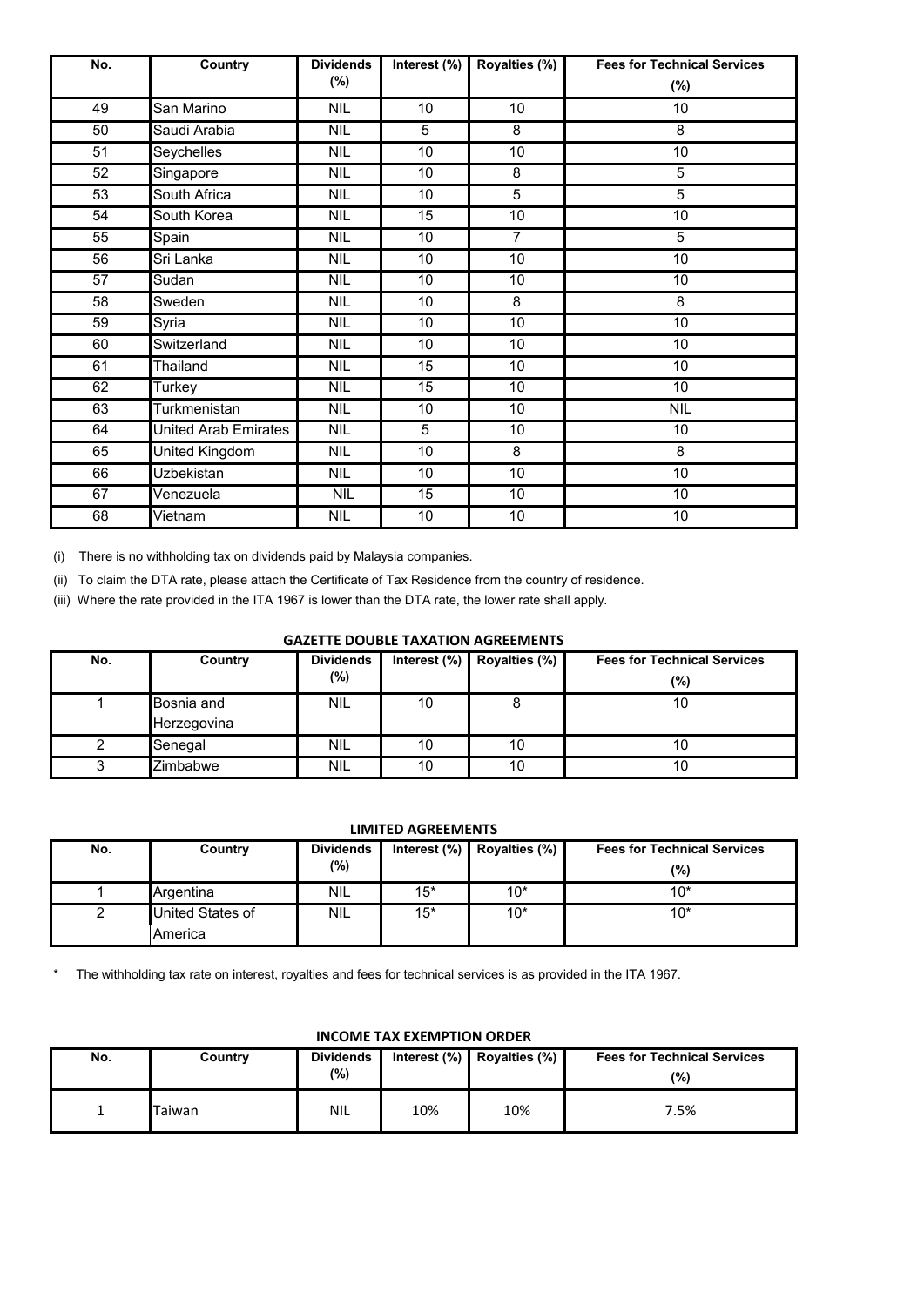| No. | Country | Dividends (%) | Interest (%) | Royalties (%) | Fees for Technical Services (%) |
|---|---|---|---|---|---|
| 49 | San Marino | NIL | 10 | 10 | 10 |
| 50 | Saudi Arabia | NIL | 5 | 8 | 8 |
| 51 | Seychelles | NIL | 10 | 10 | 10 |
| 52 | Singapore | NIL | 10 | 8 | 5 |
| 53 | South Africa | NIL | 10 | 5 | 5 |
| 54 | South Korea | NIL | 15 | 10 | 10 |
| 55 | Spain | NIL | 10 | 7 | 5 |
| 56 | Sri Lanka | NIL | 10 | 10 | 10 |
| 57 | Sudan | NIL | 10 | 10 | 10 |
| 58 | Sweden | NIL | 10 | 8 | 8 |
| 59 | Syria | NIL | 10 | 10 | 10 |
| 60 | Switzerland | NIL | 10 | 10 | 10 |
| 61 | Thailand | NIL | 15 | 10 | 10 |
| 62 | Turkey | NIL | 15 | 10 | 10 |
| 63 | Turkmenistan | NIL | 10 | 10 | NIL |
| 64 | United Arab Emirates | NIL | 5 | 10 | 10 |
| 65 | United Kingdom | NIL | 10 | 8 | 8 |
| 66 | Uzbekistan | NIL | 10 | 10 | 10 |
| 67 | Venezuela | NIL | 15 | 10 | 10 |
| 68 | Vietnam | NIL | 10 | 10 | 10 |

(i) There is no withholding tax on dividends paid by Malaysia companies.

(ii) To claim the DTA rate, please attach the Certificate of Tax Residence from the country of residence.

(iii) Where the rate provided in the ITA 1967 is lower than the DTA rate, the lower rate shall apply.

## GAZETTE DOUBLE TAXATION AGREEMENTS

| No. | Country | Dividends (%) | Interest (%) | Royalties (%) | Fees for Technical Services (%) |
|---|---|---|---|---|---|
| 1 | Bosnia and Herzegovina | NIL | 10 | 8 | 10 |
| 2 | Senegal | NIL | 10 | 10 | 10 |
| 3 | Zimbabwe | NIL | 10 | 10 | 10 |

## LIMITED AGREEMENTS

| No. | Country | Dividends (%) | Interest (%) | Royalties (%) | Fees for Technical Services (%) |
|---|---|---|---|---|---|
| 1 | Argentina | NIL | 15* | 10* | 10* |
| 2 | United States of America | NIL | 15* | 10* | 10* |

\* The withholding tax rate on interest, royalties and fees for technical services is as provided in the ITA 1967.

## INCOME TAX EXEMPTION ORDER

| No. | Country | Dividends (%) | Interest (%) | Royalties (%) | Fees for Technical Services (%) |
|---|---|---|---|---|---|
| 1 | Taiwan | NIL | 10% | 10% | 7.5% |